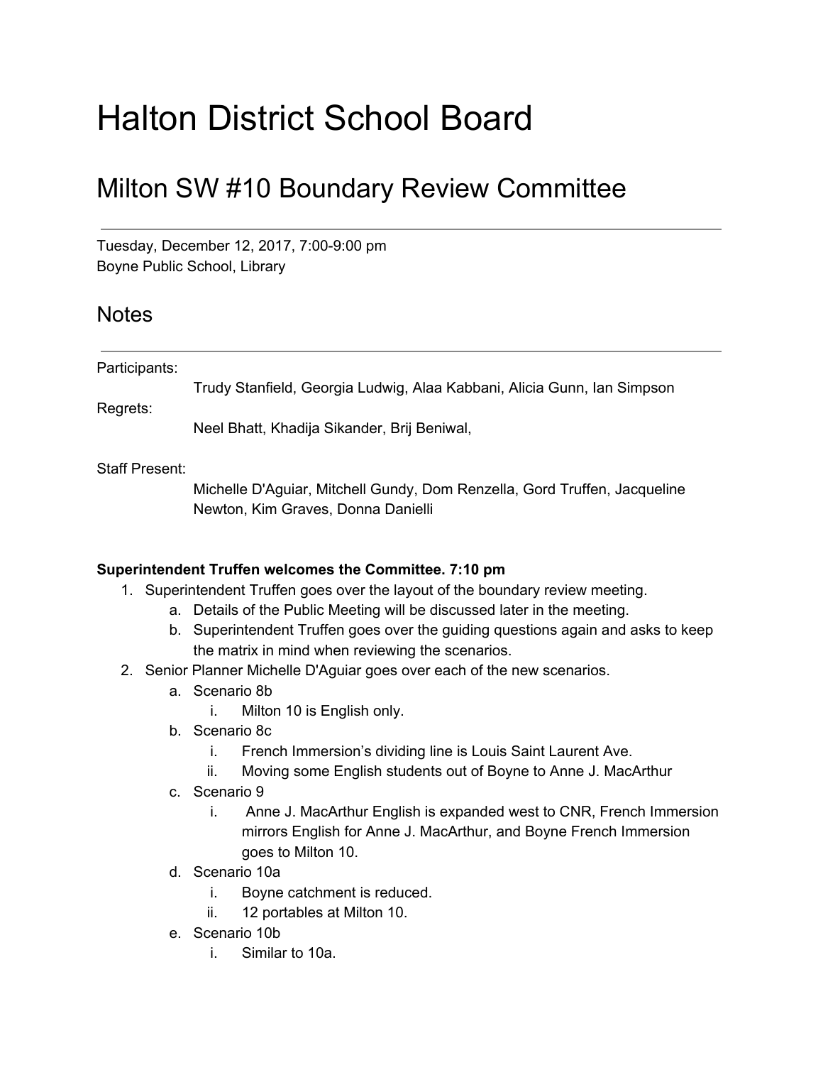# Halton District School Board

## Milton SW #10 Boundary Review Committee

---

Tuesday, December 12, 2017, 7:00-9:00 pm
Boyne Public School, Library

## Notes

---

Participants:
Trudy Stanfield, Georgia Ludwig, Alaa Kabbani, Alicia Gunn, Ian Simpson

Regrets:
Neel Bhatt, Khadija Sikander, Brij Beniwal,

Staff Present:
Michelle D'Aguiar, Mitchell Gundy, Dom Renzella, Gord Truffen, Jacqueline Newton, Kim Graves, Donna Danielli

**Superintendent Truffen welcomes the Committee. 7:10 pm**

1. Superintendent Truffen goes over the layout of the boundary review meeting.
    a. Details of the Public Meeting will be discussed later in the meeting.
    b. Superintendent Truffen goes over the guiding questions again and asks to keep the matrix in mind when reviewing the scenarios.
2. Senior Planner Michelle D'Aguiar goes over each of the new scenarios.
    a. Scenario 8b
        i. Milton 10 is English only.
    b. Scenario 8c
        i. French Immersion's dividing line is Louis Saint Laurent Ave.
        ii. Moving some English students out of Boyne to Anne J. MacArthur
    c. Scenario 9
        i. Anne J. MacArthur English is expanded west to CNR, French Immersion mirrors English for Anne J. MacArthur, and Boyne French Immersion goes to Milton 10.
    d. Scenario 10a
        i. Boyne catchment is reduced.
        ii. 12 portables at Milton 10.
    e. Scenario 10b
        i. Similar to 10a.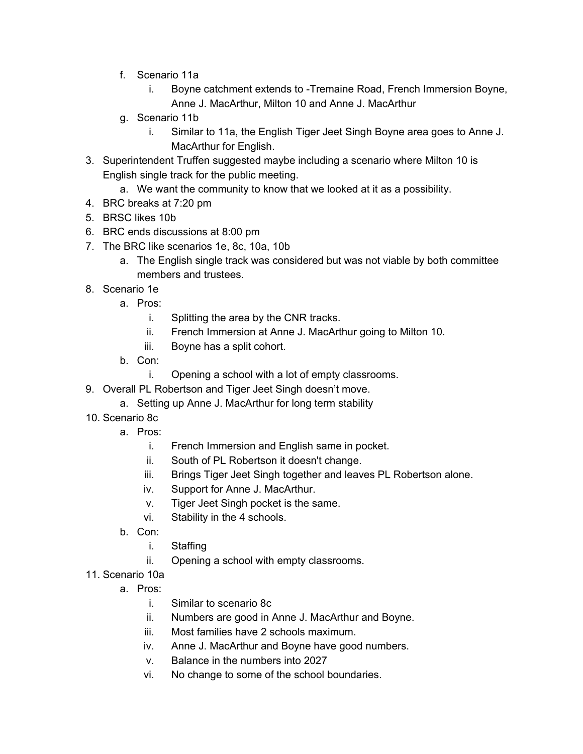f. Scenario 11a
    i. Boyne catchment extends to -Tremaine Road, French Immersion Boyne, Anne J. MacArthur, Milton 10 and Anne J. MacArthur
g. Scenario 11b
    i. Similar to 11a, the English Tiger Jeet Singh Boyne area goes to Anne J. MacArthur for English.

3. Superintendent Truffen suggested maybe including a scenario where Milton 10 is English single track for the public meeting.
    a. We want the community to know that we looked at it as a possibility.
4. BRC breaks at 7:20 pm
5. BRSC likes 10b
6. BRC ends discussions at 8:00 pm
7. The BRC like scenarios 1e, 8c, 10a, 10b
    a. The English single track was considered but was not viable by both committee members and trustees.
8. Scenario 1e
    a. Pros:
        i. Splitting the area by the CNR tracks.
        ii. French Immersion at Anne J. MacArthur going to Milton 10.
        iii. Boyne has a split cohort.
    b. Con:
        i. Opening a school with a lot of empty classrooms.
9. Overall PL Robertson and Tiger Jeet Singh doesn't move.
    a. Setting up Anne J. MacArthur for long term stability
10. Scenario 8c
    a. Pros:
        i. French Immersion and English same in pocket.
        ii. South of PL Robertson it doesn't change.
        iii. Brings Tiger Jeet Singh together and leaves PL Robertson alone.
        iv. Support for Anne J. MacArthur.
        v. Tiger Jeet Singh pocket is the same.
        vi. Stability in the 4 schools.
    b. Con:
        i. Staffing
        ii. Opening a school with empty classrooms.
11. Scenario 10a
    a. Pros:
        i. Similar to scenario 8c
        ii. Numbers are good in Anne J. MacArthur and Boyne.
        iii. Most families have 2 schools maximum.
        iv. Anne J. MacArthur and Boyne have good numbers.
        v. Balance in the numbers into 2027
        vi. No change to some of the school boundaries.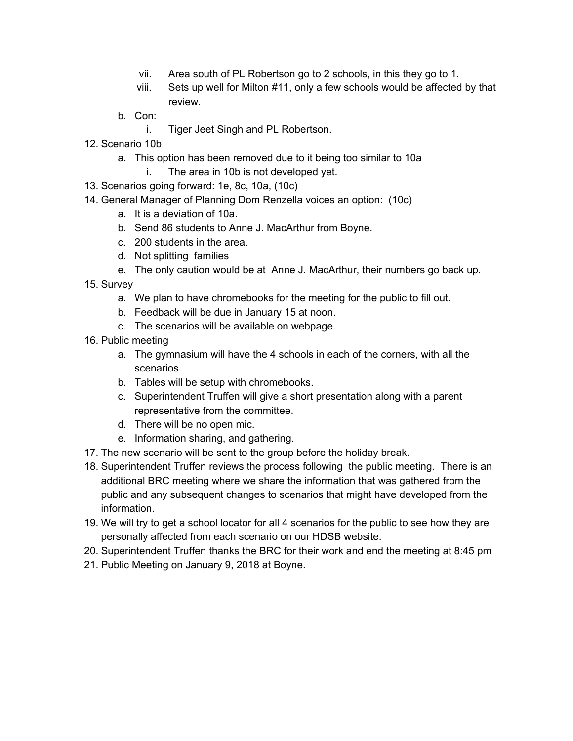vii. Area south of PL Robertson go to 2 schools, in this they go to 1.
   viii. Sets up well for Milton #11, only a few schools would be affected by that review.
   b. Con:
      i. Tiger Jeet Singh and PL Robertson.

12. Scenario 10b
    a. This option has been removed due to it being too similar to 10a
       i. The area in 10b is not developed yet.
13. Scenarios going forward: 1e, 8c, 10a, (10c)
14. General Manager of Planning Dom Renzella voices an option: (10c)
    a. It is a deviation of 10a.
    b. Send 86 students to Anne J. MacArthur from Boyne.
    c. 200 students in the area.
    d. Not splitting families
    e. The only caution would be at Anne J. MacArthur, their numbers go back up.
15. Survey
    a. We plan to have chromebooks for the meeting for the public to fill out.
    b. Feedback will be due in January 15 at noon.
    c. The scenarios will be available on webpage.
16. Public meeting
    a. The gymnasium will have the 4 schools in each of the corners, with all the scenarios.
    b. Tables will be setup with chromebooks.
    c. Superintendent Truffen will give a short presentation along with a parent representative from the committee.
    d. There will be no open mic.
    e. Information sharing, and gathering.
17. The new scenario will be sent to the group before the holiday break.
18. Superintendent Truffen reviews the process following the public meeting. There is an additional BRC meeting where we share the information that was gathered from the public and any subsequent changes to scenarios that might have developed from the information.
19. We will try to get a school locator for all 4 scenarios for the public to see how they are personally affected from each scenario on our HDSB website.
20. Superintendent Truffen thanks the BRC for their work and end the meeting at 8:45 pm
21. Public Meeting on January 9, 2018 at Boyne.